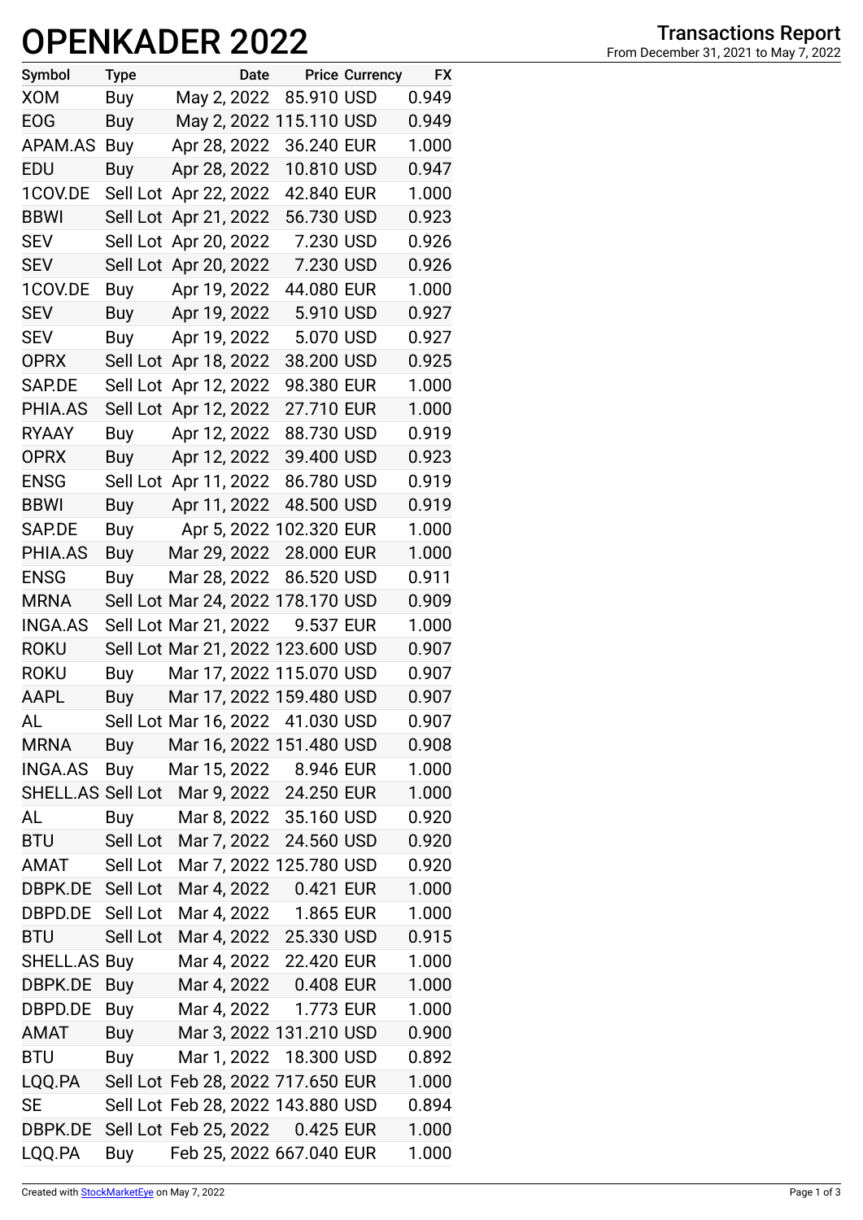# OPENKADER 2022

## Transactions Report

From December 31, 2021 to May 7, 2022

| Symbol | Type | Date | Price | Currency | FX |
|---|---|---|---|---|---|
| XOM | Buy | May 2, 2022 | 85.910 | USD | 0.949 |
| EOG | Buy | May 2, 2022 | 115.110 | USD | 0.949 |
| APAM.AS | Buy | Apr 28, 2022 | 36.240 | EUR | 1.000 |
| EDU | Buy | Apr 28, 2022 | 10.810 | USD | 0.947 |
| 1COV.DE | Sell Lot | Apr 22, 2022 | 42.840 | EUR | 1.000 |
| BBWI | Sell Lot | Apr 21, 2022 | 56.730 | USD | 0.923 |
| SEV | Sell Lot | Apr 20, 2022 | 7.230 | USD | 0.926 |
| SEV | Sell Lot | Apr 20, 2022 | 7.230 | USD | 0.926 |
| 1COV.DE | Buy | Apr 19, 2022 | 44.080 | EUR | 1.000 |
| SEV | Buy | Apr 19, 2022 | 5.910 | USD | 0.927 |
| SEV | Buy | Apr 19, 2022 | 5.070 | USD | 0.927 |
| OPRX | Sell Lot | Apr 18, 2022 | 38.200 | USD | 0.925 |
| SAP.DE | Sell Lot | Apr 12, 2022 | 98.380 | EUR | 1.000 |
| PHIA.AS | Sell Lot | Apr 12, 2022 | 27.710 | EUR | 1.000 |
| RYAAY | Buy | Apr 12, 2022 | 88.730 | USD | 0.919 |
| OPRX | Buy | Apr 12, 2022 | 39.400 | USD | 0.923 |
| ENSG | Sell Lot | Apr 11, 2022 | 86.780 | USD | 0.919 |
| BBWI | Buy | Apr 11, 2022 | 48.500 | USD | 0.919 |
| SAP.DE | Buy | Apr 5, 2022 | 102.320 | EUR | 1.000 |
| PHIA.AS | Buy | Mar 29, 2022 | 28.000 | EUR | 1.000 |
| ENSG | Buy | Mar 28, 2022 | 86.520 | USD | 0.911 |
| MRNA | Sell Lot | Mar 24, 2022 | 178.170 | USD | 0.909 |
| INGA.AS | Sell Lot | Mar 21, 2022 | 9.537 | EUR | 1.000 |
| ROKU | Sell Lot | Mar 21, 2022 | 123.600 | USD | 0.907 |
| ROKU | Buy | Mar 17, 2022 | 115.070 | USD | 0.907 |
| AAPL | Buy | Mar 17, 2022 | 159.480 | USD | 0.907 |
| AL | Sell Lot | Mar 16, 2022 | 41.030 | USD | 0.907 |
| MRNA | Buy | Mar 16, 2022 | 151.480 | USD | 0.908 |
| INGA.AS | Buy | Mar 15, 2022 | 8.946 | EUR | 1.000 |
| SHELL.AS | Sell Lot | Mar 9, 2022 | 24.250 | EUR | 1.000 |
| AL | Buy | Mar 8, 2022 | 35.160 | USD | 0.920 |
| BTU | Sell Lot | Mar 7, 2022 | 24.560 | USD | 0.920 |
| AMAT | Sell Lot | Mar 7, 2022 | 125.780 | USD | 0.920 |
| DBPK.DE | Sell Lot | Mar 4, 2022 | 0.421 | EUR | 1.000 |
| DBPD.DE | Sell Lot | Mar 4, 2022 | 1.865 | EUR | 1.000 |
| BTU | Sell Lot | Mar 4, 2022 | 25.330 | USD | 0.915 |
| SHELL.AS | Buy | Mar 4, 2022 | 22.420 | EUR | 1.000 |
| DBPK.DE | Buy | Mar 4, 2022 | 0.408 | EUR | 1.000 |
| DBPD.DE | Buy | Mar 4, 2022 | 1.773 | EUR | 1.000 |
| AMAT | Buy | Mar 3, 2022 | 131.210 | USD | 0.900 |
| BTU | Buy | Mar 1, 2022 | 18.300 | USD | 0.892 |
| LQQ.PA | Sell Lot | Feb 28, 2022 | 717.650 | EUR | 1.000 |
| SE | Sell Lot | Feb 28, 2022 | 143.880 | USD | 0.894 |
| DBPK.DE | Sell Lot | Feb 25, 2022 | 0.425 | EUR | 1.000 |
| LQQ.PA | Buy | Feb 25, 2022 | 667.040 | EUR | 1.000 |

Created with StockMarketEye on May 7, 2022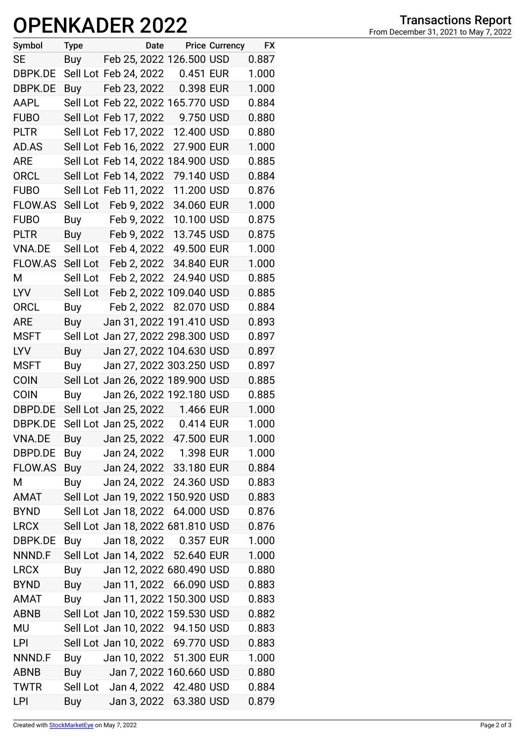# OPENKADER 2022

## Transactions Report

From December 31, 2021 to May 7, 2022

| Symbol | Type | Date | Price | Currency | FX |
|---|---|---|---|---|---|
| SE | Buy | Feb 25, 2022 | 126.500 | USD | 0.887 |
| DBPK.DE | Sell Lot | Feb 24, 2022 | 0.451 | EUR | 1.000 |
| DBPK.DE | Buy | Feb 23, 2022 | 0.398 | EUR | 1.000 |
| AAPL | Sell Lot | Feb 22, 2022 | 165.770 | USD | 0.884 |
| FUBO | Sell Lot | Feb 17, 2022 | 9.750 | USD | 0.880 |
| PLTR | Sell Lot | Feb 17, 2022 | 12.400 | USD | 0.880 |
| AD.AS | Sell Lot | Feb 16, 2022 | 27.900 | EUR | 1.000 |
| ARE | Sell Lot | Feb 14, 2022 | 184.900 | USD | 0.885 |
| ORCL | Sell Lot | Feb 14, 2022 | 79.140 | USD | 0.884 |
| FUBO | Sell Lot | Feb 11, 2022 | 11.200 | USD | 0.876 |
| FLOW.AS | Sell Lot | Feb 9, 2022 | 34.060 | EUR | 1.000 |
| FUBO | Buy | Feb 9, 2022 | 10.100 | USD | 0.875 |
| PLTR | Buy | Feb 9, 2022 | 13.745 | USD | 0.875 |
| VNA.DE | Sell Lot | Feb 4, 2022 | 49.500 | EUR | 1.000 |
| FLOW.AS | Sell Lot | Feb 2, 2022 | 34.840 | EUR | 1.000 |
| M | Sell Lot | Feb 2, 2022 | 24.940 | USD | 0.885 |
| LYV | Sell Lot | Feb 2, 2022 | 109.040 | USD | 0.885 |
| ORCL | Buy | Feb 2, 2022 | 82.070 | USD | 0.884 |
| ARE | Buy | Jan 31, 2022 | 191.410 | USD | 0.893 |
| MSFT | Sell Lot | Jan 27, 2022 | 298.300 | USD | 0.897 |
| LYV | Buy | Jan 27, 2022 | 104.630 | USD | 0.897 |
| MSFT | Buy | Jan 27, 2022 | 303.250 | USD | 0.897 |
| COIN | Sell Lot | Jan 26, 2022 | 189.900 | USD | 0.885 |
| COIN | Buy | Jan 26, 2022 | 192.180 | USD | 0.885 |
| DBPD.DE | Sell Lot | Jan 25, 2022 | 1.466 | EUR | 1.000 |
| DBPK.DE | Sell Lot | Jan 25, 2022 | 0.414 | EUR | 1.000 |
| VNA.DE | Buy | Jan 25, 2022 | 47.500 | EUR | 1.000 |
| DBPD.DE | Buy | Jan 24, 2022 | 1.398 | EUR | 1.000 |
| FLOW.AS | Buy | Jan 24, 2022 | 33.180 | EUR | 0.884 |
| M | Buy | Jan 24, 2022 | 24.360 | USD | 0.883 |
| AMAT | Sell Lot | Jan 19, 2022 | 150.920 | USD | 0.883 |
| BYND | Sell Lot | Jan 18, 2022 | 64.000 | USD | 0.876 |
| LRCX | Sell Lot | Jan 18, 2022 | 681.810 | USD | 0.876 |
| DBPK.DE | Buy | Jan 18, 2022 | 0.357 | EUR | 1.000 |
| NNND.F | Sell Lot | Jan 14, 2022 | 52.640 | EUR | 1.000 |
| LRCX | Buy | Jan 12, 2022 | 680.490 | USD | 0.880 |
| BYND | Buy | Jan 11, 2022 | 66.090 | USD | 0.883 |
| AMAT | Buy | Jan 11, 2022 | 150.300 | USD | 0.883 |
| ABNB | Sell Lot | Jan 10, 2022 | 159.530 | USD | 0.882 |
| MU | Sell Lot | Jan 10, 2022 | 94.150 | USD | 0.883 |
| LPI | Sell Lot | Jan 10, 2022 | 69.770 | USD | 0.883 |
| NNND.F | Buy | Jan 10, 2022 | 51.300 | EUR | 1.000 |
| ABNB | Buy | Jan 7, 2022 | 160.660 | USD | 0.880 |
| TWTR | Sell Lot | Jan 4, 2022 | 42.480 | USD | 0.884 |
| LPI | Buy | Jan 3, 2022 | 63.380 | USD | 0.879 |

Created with StockMarketEye on May 7, 2022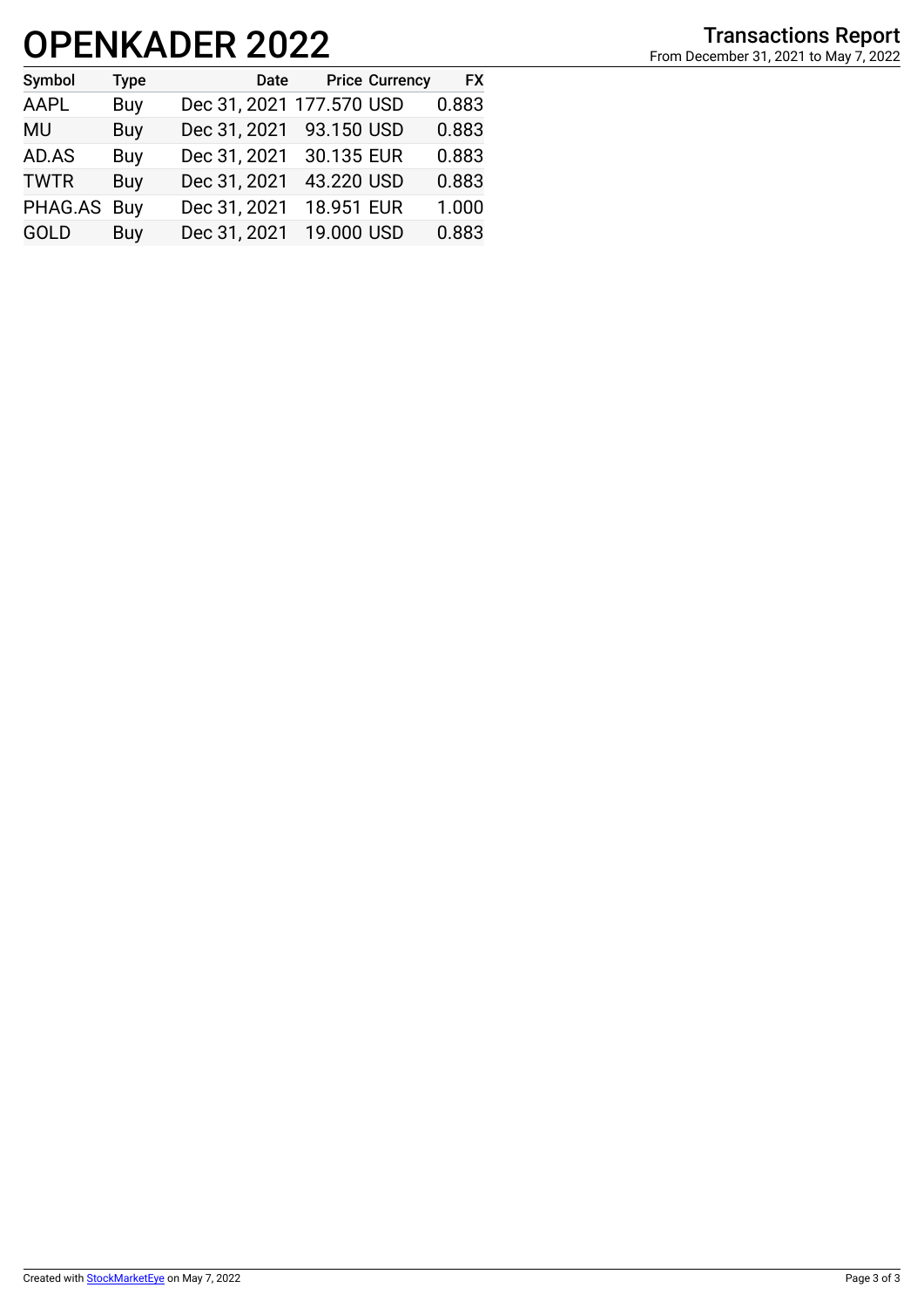# OPENKADER 2022

## Transactions Report

From December 31, 2021 to May 7, 2022

| Symbol | Type | Date | Price | Currency | FX |
|---|---|---|---|---|---|
| AAPL | Buy | Dec 31, 2021 | 177.570 | USD | 0.883 |
| MU | Buy | Dec 31, 2021 | 93.150 | USD | 0.883 |
| AD.AS | Buy | Dec 31, 2021 | 30.135 | EUR | 0.883 |
| TWTR | Buy | Dec 31, 2021 | 43.220 | USD | 0.883 |
| PHAG.AS | Buy | Dec 31, 2021 | 18.951 | EUR | 1.000 |
| GOLD | Buy | Dec 31, 2021 | 19.000 | USD | 0.883 |